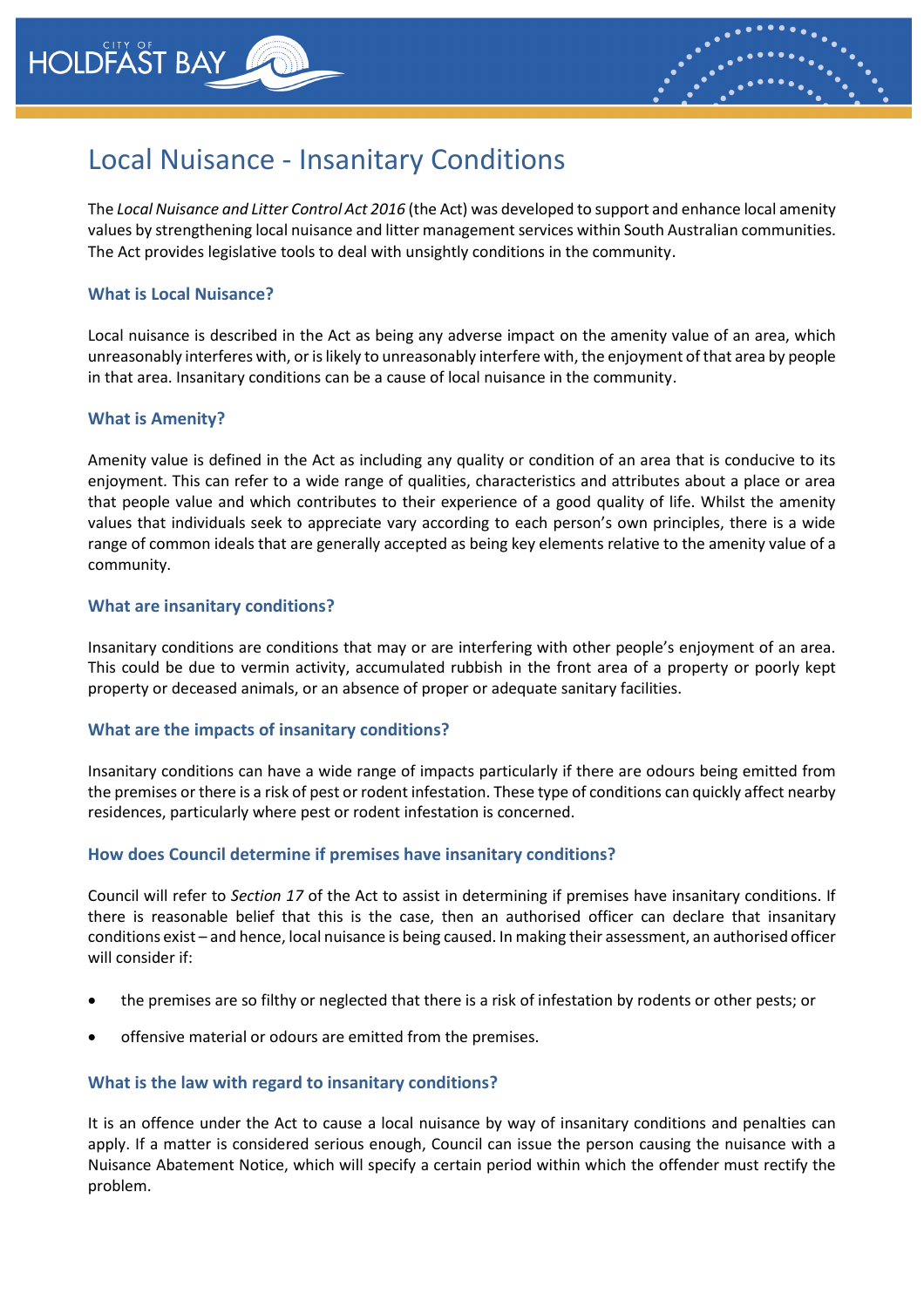# Local Nuisance - Insanitary Conditions

The *Local Nuisance and Litter Control Act 2016* (the Act) was developed to support and enhance local amenity values by strengthening local nuisance and litter management services within South Australian communities. The Act provides legislative tools to deal with unsightly conditions in the community.

### What is Local Nuisance?

Local nuisance is described in the Act as being any adverse impact on the amenity value of an area, which unreasonably interferes with, or is likely to unreasonably interfere with, the enjoyment of that area by people in that area. Insanitary conditions can be a cause of local nuisance in the community.

### What is Amenity?

Amenity value is defined in the Act as including any quality or condition of an area that is conducive to its enjoyment. This can refer to a wide range of qualities, characteristics and attributes about a place or area that people value and which contributes to their experience of a good quality of life. Whilst the amenity values that individuals seek to appreciate vary according to each person's own principles, there is a wide range of common ideals that are generally accepted as being key elements relative to the amenity value of a community.

### What are insanitary conditions?

Insanitary conditions are conditions that may or are interfering with other people's enjoyment of an area. This could be due to vermin activity, accumulated rubbish in the front area of a property or poorly kept property or deceased animals, or an absence of proper or adequate sanitary facilities.

### What are the impacts of insanitary conditions?

Insanitary conditions can have a wide range of impacts particularly if there are odours being emitted from the premises or there is a risk of pest or rodent infestation. These type of conditions can quickly affect nearby residences, particularly where pest or rodent infestation is concerned.

### How does Council determine if premises have insanitary conditions?

Council will refer to *Section 17* of the Act to assist in determining if premises have insanitary conditions. If there is reasonable belief that this is the case, then an authorised officer can declare that insanitary conditions exist – and hence, local nuisance is being caused. In making their assessment, an authorised officer will consider if:

- the premises are so filthy or neglected that there is a risk of infestation by rodents or other pests; or
- offensive material or odours are emitted from the premises.

### What is the law with regard to insanitary conditions?

It is an offence under the Act to cause a local nuisance by way of insanitary conditions and penalties can apply. If a matter is considered serious enough, Council can issue the person causing the nuisance with a Nuisance Abatement Notice, which will specify a certain period within which the offender must rectify the problem.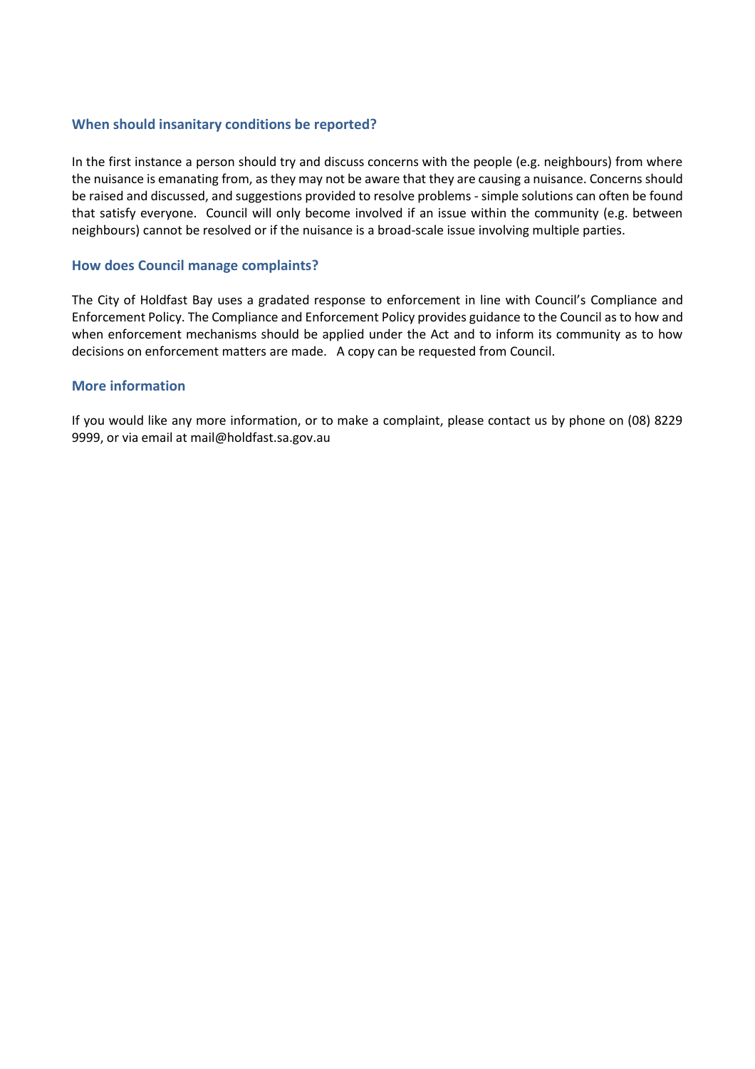### When should insanitary conditions be reported?

In the first instance a person should try and discuss concerns with the people (e.g. neighbours) from where the nuisance is emanating from, as they may not be aware that they are causing a nuisance. Concerns should be raised and discussed, and suggestions provided to resolve problems - simple solutions can often be found that satisfy everyone. Council will only become involved if an issue within the community (e.g. between neighbours) cannot be resolved or if the nuisance is a broad-scale issue involving multiple parties.

### How does Council manage complaints?

The City of Holdfast Bay uses a gradated response to enforcement in line with Council's Compliance and Enforcement Policy. The Compliance and Enforcement Policy provides guidance to the Council as to how and when enforcement mechanisms should be applied under the Act and to inform its community as to how decisions on enforcement matters are made. A copy can be requested from Council.

### More information

If you would like any more information, or to make a complaint, please contact us by phone on (08) 8229 9999, or via email at mail@holdfast.sa.gov.au